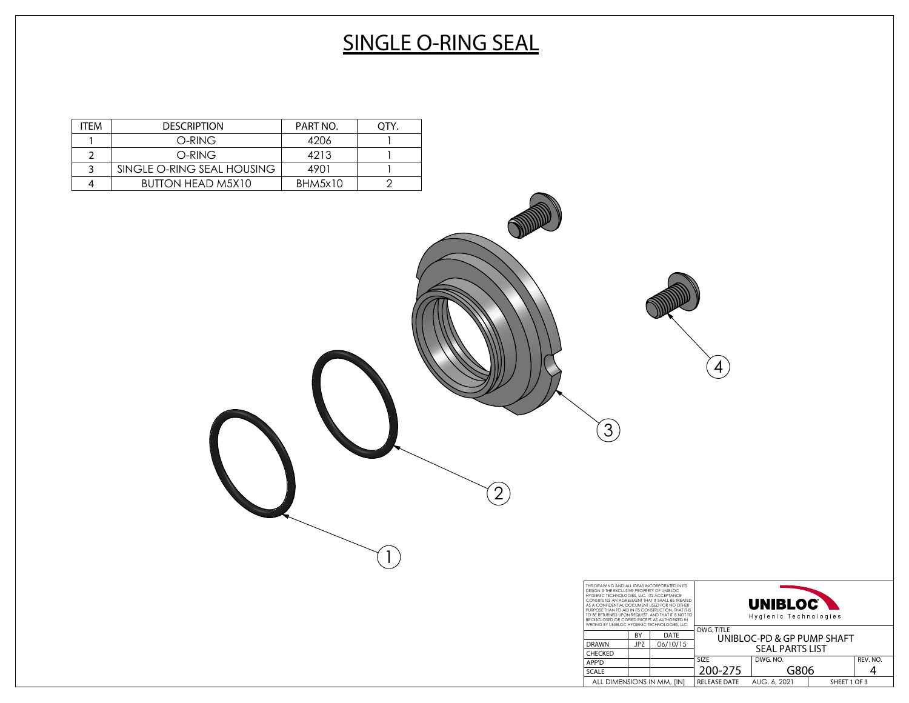# SINGLE O-RING SEAL

| ITEM | DESCRIPTION | PART NO. | QTY. |
|---|---|---|---|
| 1 | O-RING | 4206 | 1 |
| 2 | O-RING | 4213 | 1 |
| 3 | SINGLE O-RING SEAL HOUSING | 4901 | 1 |
| 4 | BUTTON HEAD M5X10 | BHM5x10 | 2 |

4

3

2

1

THIS DRAWING AND ALL IDEAS INCORPORATED IN ITS DESIGN IS THE EXCLUSIVE PROPERTY OF UNIBLOC HYGIENIC TECHNOLOGIES, LLC. ITS ACCEPTANCE CONSTITUTES AN AGREEMENT THAT IT SHALL BE TREATED AS A CONFIDENTIAL DOCUMENT USED FOR NO OTHER PURPOSE THAN TO AID IN ITS CONSTRUCTION, THAT IT IS TO BE RETURNED UPON REQUEST, AND THAT IT IS NOT TO BE DISCLOSED OR COPIED EXCEPT AS AUTHORIZED IN WRITING BY UNIBLOC HYGIENIC TECHNOLOGIES, LLC.

UNIBLOC Hygienic Technologies

| | BY | DATE |
|---|---|---|
| DRAWN | JPZ | 06/10/15 |
| CHECKED | | |
| APP'D | | |
| SCALE | | |

ALL DIMENSIONS IN MM, [IN]

DWG. TITLE: UNIBLOC-PD & GP PUMP SHAFT SEAL PARTS LIST

| SIZE | DWG. NO. | REV. NO. |
|---|---|---|
| 200-275 | G806 | 4 |

RELEASE DATE: AUG. 6, 2021 — SHEET 1 OF 3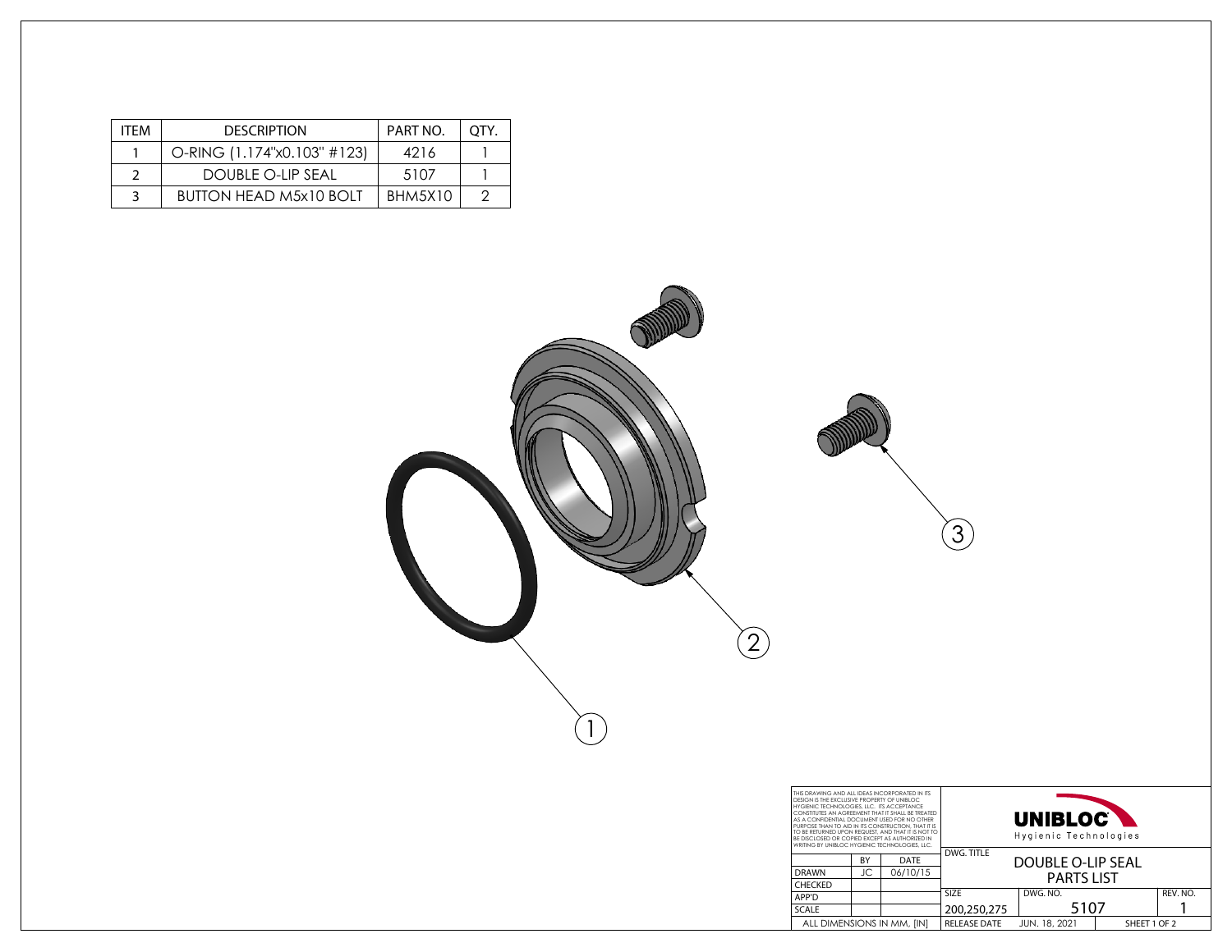| ITEM | DESCRIPTION | PART NO. | QTY. |
|---|---|---|---|
| 1 | O-RING (1.174"x0.103" #123) | 4216 | 1 |
| 2 | DOUBLE O-LIP SEAL | 5107 | 1 |
| 3 | BUTTON HEAD M5x10 BOLT | BHM5X10 | 2 |

3

2

1

THIS DRAWING AND ALL IDEAS INCORPORATED IN ITS DESIGN IS THE EXCLUSIVE PROPERTY OF UNIBLOC HYGIENIC TECHNOLOGIES, LLC. ITS ACCEPTANCE CONSTITUTES AN AGREEMENT THAT IT SHALL BE TREATED AS A CONFIDENTIAL DOCUMENT USED FOR NO OTHER PURPOSE THAN TO AID IN ITS CONSTRUCTION, THAT IT IS TO BE RETURNED UPON REQUEST, AND THAT IT IS NOT TO BE DISCLOSED OR COPIED EXCEPT AS AUTHORIZED IN WRITING BY UNIBLOC HYGIENIC TECHNOLOGIES, LLC.

| | BY | DATE |
|---|---|---|
| DRAWN | JC | 06/10/15 |
| CHECKED | | |
| APP'D | | |
| SCALE | | |

ALL DIMENSIONS IN MM, [IN]

**UNIBLOC** Hygienic Technologies

DWG. TITLE: DOUBLE O-LIP SEAL PARTS LIST

| SIZE | DWG. NO. | REV. NO. |
|---|---|---|
| 200,250,275 | 5107 | 1 |

RELEASE DATE: JUN. 18, 2021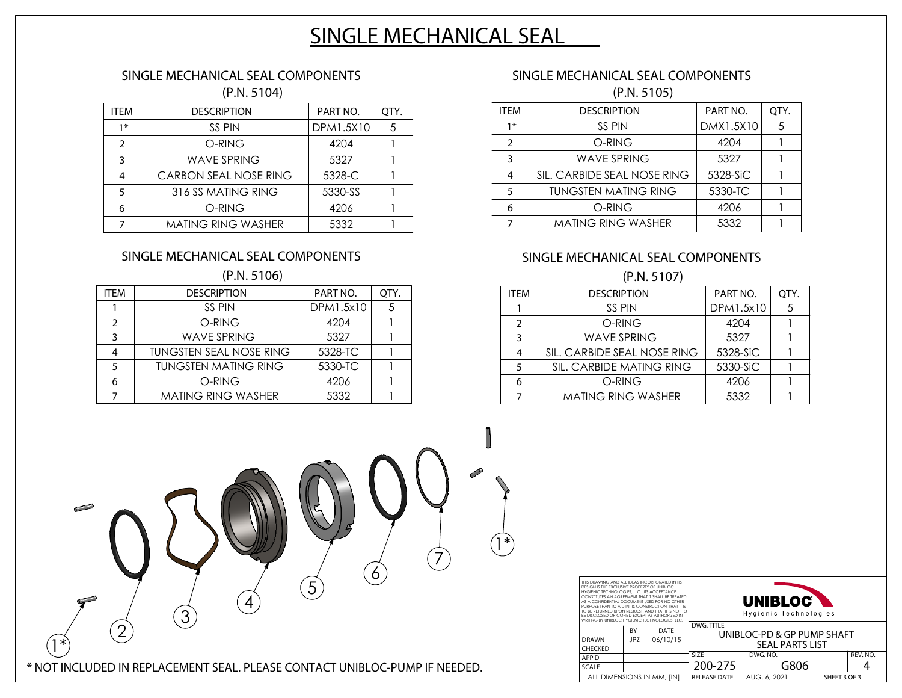# SINGLE MECHANICAL SEAL

## SINGLE MECHANICAL SEAL COMPONENTS

(P.N. 5104)

| ITEM | DESCRIPTION | PART NO. | QTY. |
|---|---|---|---|
| 1* | SS PIN | DPM1.5X10 | 5 |
| 2 | O-RING | 4204 | 1 |
| 3 | WAVE SPRING | 5327 | 1 |
| 4 | CARBON SEAL NOSE RING | 5328-C | 1 |
| 5 | 316 SS MATING RING | 5330-SS | 1 |
| 6 | O-RING | 4206 | 1 |
| 7 | MATING RING WASHER | 5332 | 1 |

## SINGLE MECHANICAL SEAL COMPONENTS

(P.N. 5105)

| ITEM | DESCRIPTION | PART NO. | QTY. |
|---|---|---|---|
| 1* | SS PIN | DMX1.5X10 | 5 |
| 2 | O-RING | 4204 | 1 |
| 3 | WAVE SPRING | 5327 | 1 |
| 4 | SIL. CARBIDE SEAL NOSE RING | 5328-SiC | 1 |
| 5 | TUNGSTEN MATING RING | 5330-TC | 1 |
| 6 | O-RING | 4206 | 1 |
| 7 | MATING RING WASHER | 5332 | 1 |

## SINGLE MECHANICAL SEAL COMPONENTS

(P.N. 5106)

| ITEM | DESCRIPTION | PART NO. | QTY. |
|---|---|---|---|
| 1 | SS PIN | DPM1.5x10 | 5 |
| 2 | O-RING | 4204 | 1 |
| 3 | WAVE SPRING | 5327 | 1 |
| 4 | TUNGSTEN SEAL NOSE RING | 5328-TC | 1 |
| 5 | TUNGSTEN MATING RING | 5330-TC | 1 |
| 6 | O-RING | 4206 | 1 |
| 7 | MATING RING WASHER | 5332 | 1 |

## SINGLE MECHANICAL SEAL COMPONENTS

(P.N. 5107)

| ITEM | DESCRIPTION | PART NO. | QTY. |
|---|---|---|---|
| 1 | SS PIN | DPM1.5x10 | 5 |
| 2 | O-RING | 4204 | 1 |
| 3 | WAVE SPRING | 5327 | 1 |
| 4 | SIL. CARBIDE SEAL NOSE RING | 5328-SiC | 1 |
| 5 | SIL. CARBIDE MATING RING | 5330-SiC | 1 |
| 6 | O-RING | 4206 | 1 |
| 7 | MATING RING WASHER | 5332 | 1 |

1*
2
3
4
5
6
7
1*

* NOT INCLUDED IN REPLACEMENT SEAL. PLEASE CONTACT UNIBLOC-PUMP IF NEEDED.

THIS DRAWING AND ALL IDEAS INCORPORATED IN ITS DESIGN IS THE EXCLUSIVE PROPERTY OF UNIBLOC HYGIENIC TECHNOLOGIES, LLC. ITS ACCEPTANCE CONSTITUTES AN AGREEMENT THAT IT SHALL BE TREATED AS A CONFIDENTIAL DOCUMENT USED FOR NO OTHER PURPOSE THAN TO AID IN ITS CONSTRUCTION, THAT IT IS TO BE RETURNED UPON REQUEST, AND THAT IT IS NOT TO BE DISCLOSED OR COPIED EXCEPT AS AUTHORIZED IN WRITING BY UNIBLOC HYGIENIC TECHNOLOGIES, LLC.

UNIBLOC Hygienic Technologies

| | BY | DATE |
|---|---|---|
| DRAWN | JPZ | 06/10/15 |
| CHECKED | | |
| APP'D | | |
| SCALE | | |

ALL DIMENSIONS IN MM, [IN]

DWG. TITLE: UNIBLOC-PD & GP PUMP SHAFT SEAL PARTS LIST

| SIZE | DWG. NO. | REV. NO. |
|---|---|---|
| 200-275 | G806 | 4 |

RELEASE DATE: AUG. 6, 2021 | SHEET 3 OF 3